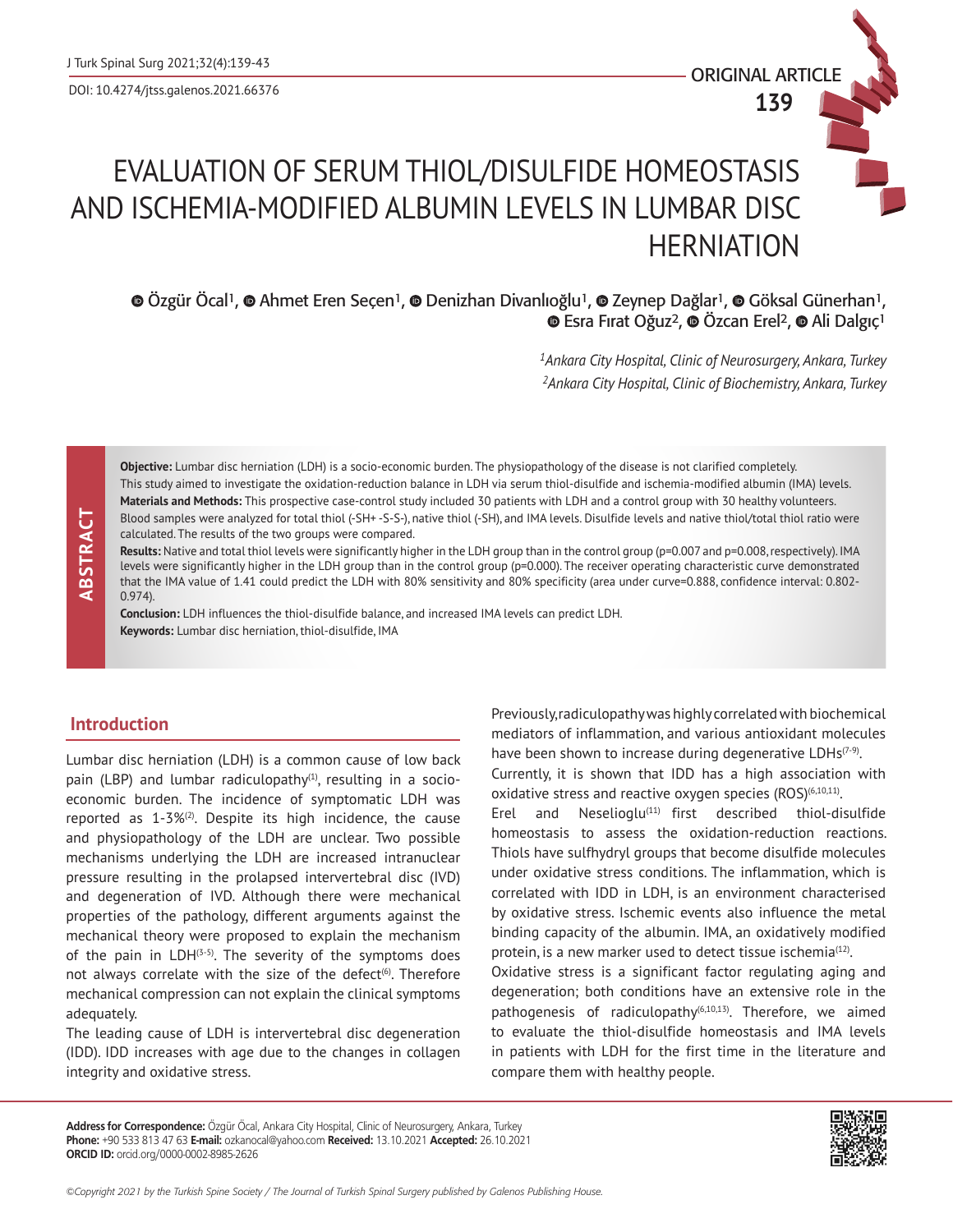ORIGINAL ARTICLE

# EVALUATION OF SERUM THIOL/DISULFIDE HOMEOSTASIS AND ISCHEMIA-MODIFIED ALBUMIN LEVELS IN LUMBAR DISC HERNIATION

Özgür Öcal[1], Ahmet Eren Seçen[1], Denizhan Divanlıoğlu[1], Zeynep Dağlar[1], Göksal Günerhan[1], Esra Fırat Oğuz[2], Özcan Erel[2], Ali Dalgıç[1]

*[1]Ankara City Hospital, Clinic of Neurosurgery, Ankara, Turkey*
*[2]Ankara City Hospital, Clinic of Biochemistry, Ankara, Turkey*

## ABSTRACT

**Objective:** Lumbar disc herniation (LDH) is a socio-economic burden. The physiopathology of the disease is not clarified completely. This study aimed to investigate the oxidation-reduction balance in LDH via serum thiol-disulfide and ischemia-modified albumin (IMA) levels.

**Materials and Methods:** This prospective case-control study included 30 patients with LDH and a control group with 30 healthy volunteers. Blood samples were analyzed for total thiol (-SH+ -S-S-), native thiol (-SH), and IMA levels. Disulfide levels and native thiol/total thiol ratio were calculated. The results of the two groups were compared.

**Results:** Native and total thiol levels were significantly higher in the LDH group than in the control group (p=0.007 and p=0.008, respectively). IMA levels were significantly higher in the LDH group than in the control group (p=0.000). The receiver operating characteristic curve demonstrated that the IMA value of 1.41 could predict the LDH with 80% sensitivity and 80% specificity (area under curve=0.888, confidence interval: 0.802-0.974).

**Conclusion:** LDH influences the thiol-disulfide balance, and increased IMA levels can predict LDH.

**Keywords:** Lumbar disc herniation, thiol-disulfide, IMA

## Introduction

Lumbar disc herniation (LDH) is a common cause of low back pain (LBP) and lumbar radiculopathy[1], resulting in a socio-economic burden. The incidence of symptomatic LDH was reported as 1-3%[2]. Despite its high incidence, the cause and physiopathology of the LDH are unclear. Two possible mechanisms underlying the LDH are increased intranuclear pressure resulting in the prolapsed intervertebral disc (IVD) and degeneration of IVD. Although there were mechanical properties of the pathology, different arguments against the mechanical theory were proposed to explain the mechanism of the pain in LDH[3-5]. The severity of the symptoms does not always correlate with the size of the defect[6]. Therefore mechanical compression can not explain the clinical symptoms adequately.

The leading cause of LDH is intervertebral disc degeneration (IDD). IDD increases with age due to the changes in collagen integrity and oxidative stress.

Previously, radiculopathy was highly correlated with biochemical mediators of inflammation, and various antioxidant molecules have been shown to increase during degenerative LDHs[7-9].

Currently, it is shown that IDD has a high association with oxidative stress and reactive oxygen species (ROS)[6,10,11].

Erel and Neselioglu[11] first described thiol-disulfide homeostasis to assess the oxidation-reduction reactions. Thiols have sulfhydryl groups that become disulfide molecules under oxidative stress conditions. The inflammation, which is correlated with IDD in LDH, is an environment characterised by oxidative stress. Ischemic events also influence the metal binding capacity of the albumin. IMA, an oxidatively modified protein, is a new marker used to detect tissue ischemia[12].

Oxidative stress is a significant factor regulating aging and degeneration; both conditions have an extensive role in the pathogenesis of radiculopathy[6,10,13]. Therefore, we aimed to evaluate the thiol-disulfide homeostasis and IMA levels in patients with LDH for the first time in the literature and compare them with healthy people.

**Address for Correspondence:** Özgür Öcal, Ankara City Hospital, Clinic of Neurosurgery, Ankara, Turkey
**Phone:** +90 533 813 47 63 **E-mail:** ozkanocal@yahoo.com **Received:** 13.10.2021 **Accepted:** 26.10.2021
**ORCID ID:** orcid.org/0000-0002-8985-2626

*©Copyright 2021 by the Turkish Spine Society / The Journal of Turkish Spinal Surgery published by Galenos Publishing House.*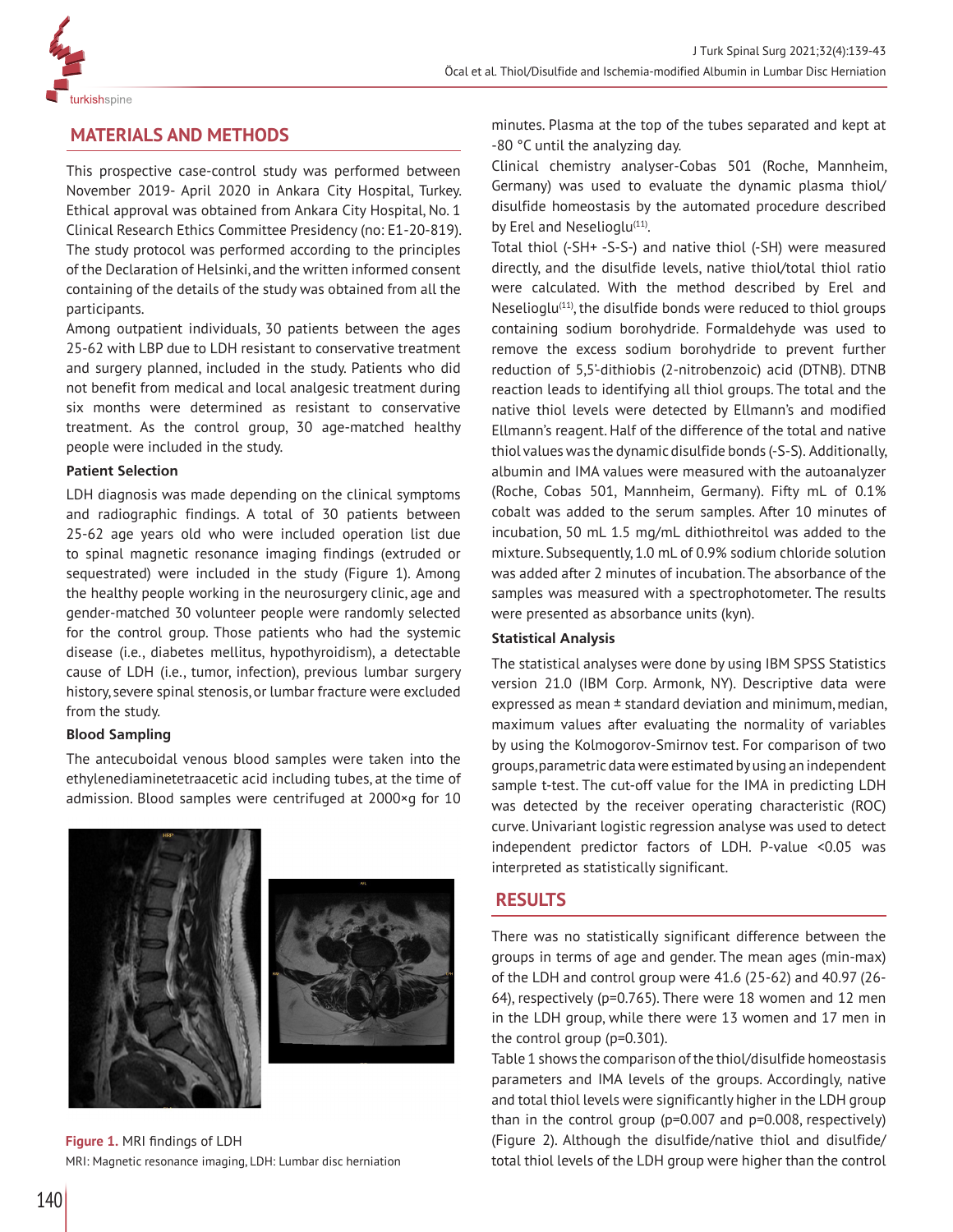## MATERIALS AND METHODS

This prospective case-control study was performed between November 2019- April 2020 in Ankara City Hospital, Turkey. Ethical approval was obtained from Ankara City Hospital, No. 1 Clinical Research Ethics Committee Presidency (no: E1-20-819). The study protocol was performed according to the principles of the Declaration of Helsinki, and the written informed consent containing of the details of the study was obtained from all the participants.

Among outpatient individuals, 30 patients between the ages 25-62 with LBP due to LDH resistant to conservative treatment and surgery planned, included in the study. Patients who did not benefit from medical and local analgesic treatment during six months were determined as resistant to conservative treatment. As the control group, 30 age-matched healthy people were included in the study.

### Patient Selection

LDH diagnosis was made depending on the clinical symptoms and radiographic findings. A total of 30 patients between 25-62 age years old who were included operation list due to spinal magnetic resonance imaging findings (extruded or sequestrated) were included in the study (Figure 1). Among the healthy people working in the neurosurgery clinic, age and gender-matched 30 volunteer people were randomly selected for the control group. Those patients who had the systemic disease (i.e., diabetes mellitus, hypothyroidism), a detectable cause of LDH (i.e., tumor, infection), previous lumbar surgery history, severe spinal stenosis, or lumbar fracture were excluded from the study.

### Blood Sampling

The antecuboidal venous blood samples were taken into the ethylenediaminetetraacetic acid including tubes, at the time of admission. Blood samples were centrifuged at 2000×g for 10 minutes. Plasma at the top of the tubes separated and kept at -80 °C until the analyzing day.

Clinical chemistry analyser-Cobas 501 (Roche, Mannheim, Germany) was used to evaluate the dynamic plasma thiol/disulfide homeostasis by the automated procedure described by Erel and Neselioglu[11].

Total thiol (-SH+ -S-S-) and native thiol (-SH) were measured directly, and the disulfide levels, native thiol/total thiol ratio were calculated. With the method described by Erel and Neselioglu[11], the disulfide bonds were reduced to thiol groups containing sodium borohydride. Formaldehyde was used to remove the excess sodium borohydride to prevent further reduction of 5,5'-dithiobis (2-nitrobenzoic) acid (DTNB). DTNB reaction leads to identifying all thiol groups. The total and the native thiol levels were detected by Ellmann's and modified Ellmann's reagent. Half of the difference of the total and native thiol values was the dynamic disulfide bonds (-S-S). Additionally, albumin and IMA values were measured with the autoanalyzer (Roche, Cobas 501, Mannheim, Germany). Fifty mL of 0.1% cobalt was added to the serum samples. After 10 minutes of incubation, 50 mL 1.5 mg/mL dithiothreitol was added to the mixture. Subsequently, 1.0 mL of 0.9% sodium chloride solution was added after 2 minutes of incubation. The absorbance of the samples was measured with a spectrophotometer. The results were presented as absorbance units (kyn).

### Statistical Analysis

The statistical analyses were done by using IBM SPSS Statistics version 21.0 (IBM Corp. Armonk, NY). Descriptive data were expressed as mean ± standard deviation and minimum, median, maximum values after evaluating the normality of variables by using the Kolmogorov-Smirnov test. For comparison of two groups, parametric data were estimated by using an independent sample t-test. The cut-off value for the IMA in predicting LDH was detected by the receiver operating characteristic (ROC) curve. Univariant logistic regression analyse was used to detect independent predictor factors of LDH. P-value <0.05 was interpreted as statistically significant.

Figure 1. MRI findings of LDH
MRI: Magnetic resonance imaging, LDH: Lumbar disc herniation

## RESULTS

There was no statistically significant difference between the groups in terms of age and gender. The mean ages (min-max) of the LDH and control group were 41.6 (25-62) and 40.97 (26-64), respectively (p=0.765). There were 18 women and 12 men in the LDH group, while there were 13 women and 17 men in the control group (p=0.301).

Table 1 shows the comparison of the thiol/disulfide homeostasis parameters and IMA levels of the groups. Accordingly, native and total thiol levels were significantly higher in the LDH group than in the control group (p=0.007 and p=0.008, respectively) (Figure 2). Although the disulfide/native thiol and disulfide/total thiol levels of the LDH group were higher than the control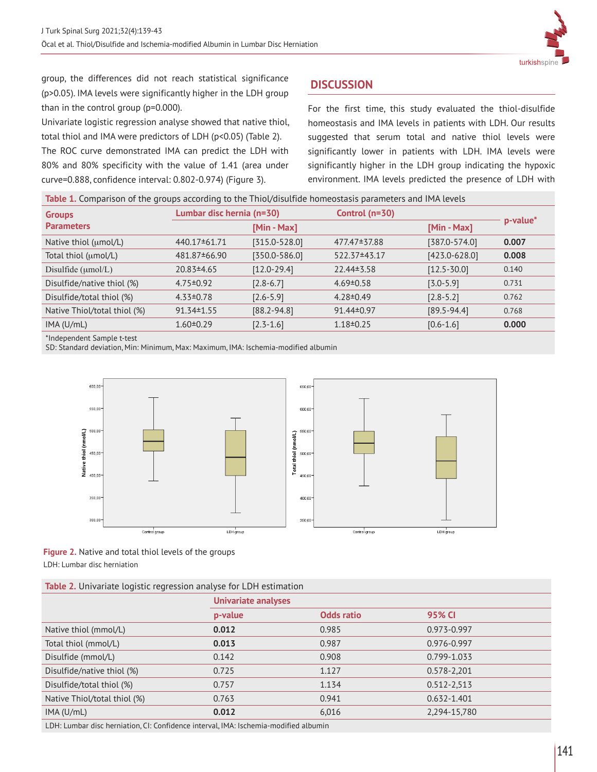group, the differences did not reach statistical significance ($p>0.05$). IMA levels were significantly higher in the LDH group than in the control group ($p=0.000$).

Univariate logistic regression analyse showed that native thiol, total thiol and IMA were predictors of LDH ($p<0.05$) (Table 2).

The ROC curve demonstrated IMA can predict the LDH with 80% and 80% specificity with the value of 1.41 (area under curve=0.888, confidence interval: 0.802-0.974) (Figure 3).

## DISCUSSION

For the first time, this study evaluated the thiol-disulfide homeostasis and IMA levels in patients with LDH. Our results suggested that serum total and native thiol levels were significantly lower in patients with LDH. IMA levels were significantly higher in the LDH group indicating the hypoxic environment. IMA levels predicted the presence of LDH with

**Table 1.** Comparison of the groups according to the Thiol/disulfide homeostasis parameters and IMA levels

| Groups Parameters | Lumbar disc hernia (n=30) | | Control (n=30) | | p-value* |
|---|---|---|---|---|---|
| | | [Min - Max] | | [Min - Max] | |
| Native thiol (μmol/L) | 440.17±61.71 | [315.0-528.0] | 477.47±37.88 | [387.0-574.0] | **0.007** |
| Total thiol (μmol/L) | 481.87±66.90 | [350.0-586.0] | 522.37±43.17 | [423.0-628.0] | **0.008** |
| Disulfide (μmol/L) | 20.83±4.65 | [12.0-29.4] | 22.44±3.58 | [12.5-30.0] | 0.140 |
| Disulfide/native thiol (%) | 4.75±0.92 | [2.8-6.7] | 4.69±0.58 | [3.0-5.9] | 0.731 |
| Disulfide/total thiol (%) | 4.33±0.78 | [2.6-5.9] | 4.28±0.49 | [2.8-5.2] | 0.762 |
| Native Thiol/total thiol (%) | 91.34±1.55 | [88.2-94.8] | 91.44±0.97 | [89.5-94.4] | 0.768 |
| IMA (U/mL) | 1.60±0.29 | [2.3-1.6] | 1.18±0.25 | [0.6-1.6] | **0.000** |

*Independent Sample t-test

SD: Standard deviation, Min: Minimum, Max: Maximum, IMA: Ischemia-modified albumin

**Figure 2.** Native and total thiol levels of the groups

LDH: Lumbar disc herniation

**Table 2.** Univariate logistic regression analyse for LDH estimation

| | Univariate analyses | | |
|---|---|---|---|
| | p-value | Odds ratio | 95% CI |
| Native thiol (mmol/L) | **0.012** | 0.985 | 0.973-0.997 |
| Total thiol (mmol/L) | **0.013** | 0.987 | 0.976-0.997 |
| Disulfide (mmol/L) | 0.142 | 0.908 | 0.799-1.033 |
| Disulfide/native thiol (%) | 0.725 | 1.127 | 0.578-2,201 |
| Disulfide/total thiol (%) | 0.757 | 1.134 | 0.512-2,513 |
| Native Thiol/total thiol (%) | 0.763 | 0.941 | 0.632-1.401 |
| IMA (U/mL) | **0.012** | 6,016 | 2,294-15,780 |

LDH: Lumbar disc herniation, CI: Confidence interval, IMA: Ischemia-modified albumin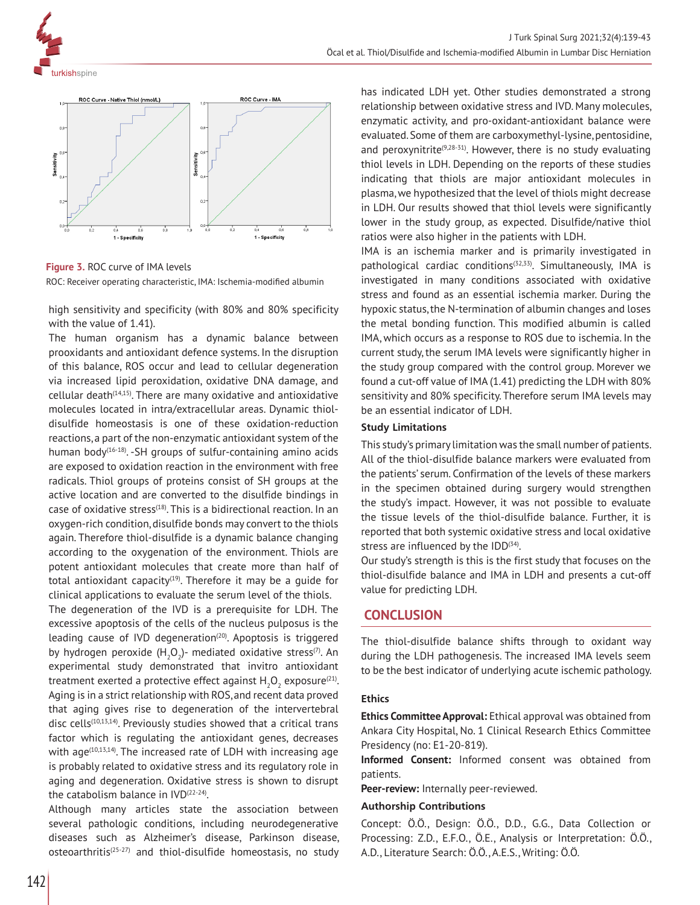**Figure 3.** ROC curve of IMA levels

ROC: Receiver operating characteristic, IMA: Ischemia-modified albumin

high sensitivity and specificity (with 80% and 80% specificity with the value of 1.41).

The human organism has a dynamic balance between prooxidants and antioxidant defence systems. In the disruption of this balance, ROS occur and lead to cellular degeneration via increased lipid peroxidation, oxidative DNA damage, and cellular death[14,15]. There are many oxidative and antioxidative molecules located in intra/extracellular areas. Dynamic thiol-disulfide homeostasis is one of these oxidation-reduction reactions, a part of the non-enzymatic antioxidant system of the human body[16-18]. -SH groups of sulfur-containing amino acids are exposed to oxidation reaction in the environment with free radicals. Thiol groups of proteins consist of SH groups at the active location and are converted to the disulfide bindings in case of oxidative stress[18]. This is a bidirectional reaction. In an oxygen-rich condition, disulfide bonds may convert to the thiols again. Therefore thiol-disulfide is a dynamic balance changing according to the oxygenation of the environment. Thiols are potent antioxidant molecules that create more than half of total antioxidant capacity[19]. Therefore it may be a guide for clinical applications to evaluate the serum level of the thiols.

The degeneration of the IVD is a prerequisite for LDH. The excessive apoptosis of the cells of the nucleus pulposus is the leading cause of IVD degeneration[20]. Apoptosis is triggered by hydrogen peroxide ($H_2O_2$)- mediated oxidative stress[7]. An experimental study demonstrated that invitro antioxidant treatment exerted a protective effect against $H_2O_2$ exposure[21]. Aging is in a strict relationship with ROS, and recent data proved that aging gives rise to degeneration of the intervertebral disc cells[10,13,14]. Previously studies showed that a critical trans factor which is regulating the antioxidant genes, decreases with age[10,13,14]. The increased rate of LDH with increasing age is probably related to oxidative stress and its regulatory role in aging and degeneration. Oxidative stress is shown to disrupt the catabolism balance in IVD[22-24].

Although many articles state the association between several pathologic conditions, including neurodegenerative diseases such as Alzheimer's disease, Parkinson disease, osteoarthritis[25-27] and thiol-disulfide homeostasis, no study has indicated LDH yet. Other studies demonstrated a strong relationship between oxidative stress and IVD. Many molecules, enzymatic activity, and pro-oxidant-antioxidant balance were evaluated. Some of them are carboxymethyl-lysine, pentosidine, and peroxynitrite[9,28-31]. However, there is no study evaluating thiol levels in LDH. Depending on the reports of these studies indicating that thiols are major antioxidant molecules in plasma, we hypothesized that the level of thiols might decrease in LDH. Our results showed that thiol levels were significantly lower in the study group, as expected. Disulfide/native thiol ratios were also higher in the patients with LDH.

IMA is an ischemia marker and is primarily investigated in pathological cardiac conditions[32,33]. Simultaneously, IMA is investigated in many conditions associated with oxidative stress and found as an essential ischemia marker. During the hypoxic status, the N-termination of albumin changes and loses the metal bonding function. This modified albumin is called IMA, which occurs as a response to ROS due to ischemia. In the current study, the serum IMA levels were significantly higher in the study group compared with the control group. Morever we found a cut-off value of IMA (1.41) predicting the LDH with 80% sensitivity and 80% specificity. Therefore serum IMA levels may be an essential indicator of LDH.

### Study Limitations

This study's primary limitation was the small number of patients. All of the thiol-disulfide balance markers were evaluated from the patients' serum. Confirmation of the levels of these markers in the specimen obtained during surgery would strengthen the study's impact. However, it was not possible to evaluate the tissue levels of the thiol-disulfide balance. Further, it is reported that both systemic oxidative stress and local oxidative stress are influenced by the IDD[34].

Our study's strength is this is the first study that focuses on the thiol-disulfide balance and IMA in LDH and presents a cut-off value for predicting LDH.

## CONCLUSION

The thiol-disulfide balance shifts through to oxidant way during the LDH pathogenesis. The increased IMA levels seem to be the best indicator of underlying acute ischemic pathology.

### Ethics

**Ethics Committee Approval:** Ethical approval was obtained from Ankara City Hospital, No. 1 Clinical Research Ethics Committee Presidency (no: E1-20-819).

**Informed Consent:** Informed consent was obtained from patients.

**Peer-review:** Internally peer-reviewed.

### Authorship Contributions

Concept: Ö.Ö., Design: Ö.Ö., D.D., G.G., Data Collection or Processing: Z.D., E.F.O., Ö.E., Analysis or Interpretation: Ö.Ö., A.D., Literature Search: Ö.Ö., A.E.S., Writing: Ö.Ö.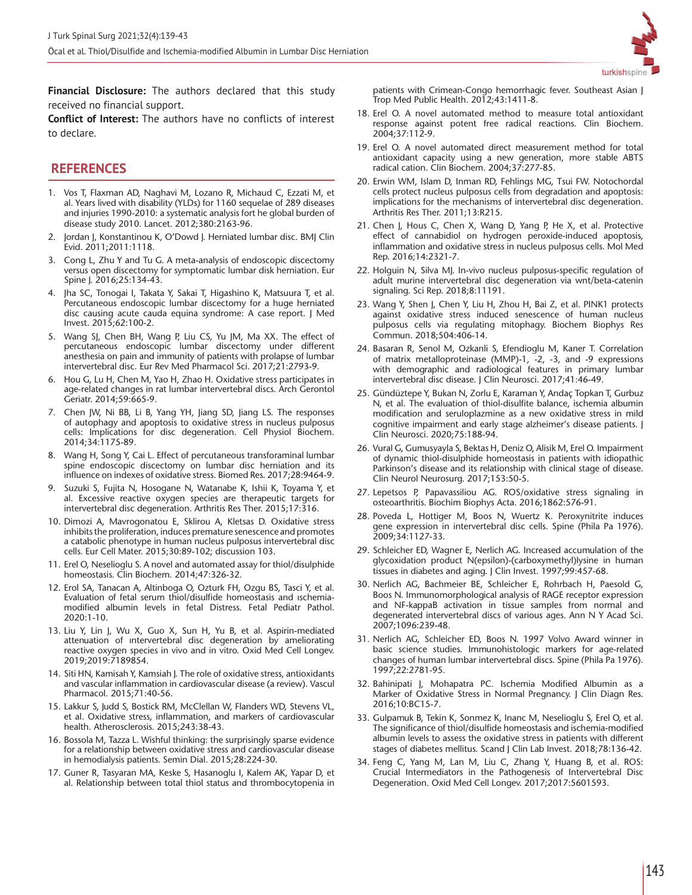**Financial Disclosure:** The authors declared that this study received no financial support.

**Conflict of Interest:** The authors have no conflicts of interest to declare.

## REFERENCES

1. Vos T, Flaxman AD, Naghavi M, Lozano R, Michaud C, Ezzati M, et al. Years lived with disability (YLDs) for 1160 sequelae of 289 diseases and injuries 1990-2010: a systematic analysis fort he global burden of disease study 2010. Lancet. 2012;380:2163-96.
2. Jordan J, Konstantinou K, O'Dowd J. Herniated lumbar disc. BMJ Clin Evid. 2011;2011:1118.
3. Cong L, Zhu Y and Tu G. A meta-analysis of endoscopic discectomy versus open discectomy for symptomatic lumbar disk herniation. Eur Spine J. 2016;25:134-43.
4. Jha SC, Tonogai I, Takata Y, Sakai T, Higashino K, Matsuura T, et al. Percutaneous endoscopic lumbar discectomy for a huge herniated disc causing acute cauda equina syndrome: A case report. J Med Invest. 2015;62:100-2.
5. Wang SJ, Chen BH, Wang P, Liu CS, Yu JM, Ma XX. The effect of percutaneous endoscopic lumbar discectomy under different anesthesia on pain and immunity of patients with prolapse of lumbar intervertebral disc. Eur Rev Med Pharmacol Sci. 2017;21:2793-9.
6. Hou G, Lu H, Chen M, Yao H, Zhao H. Oxidative stress participates in age-related changes in rat lumbar intervertebral discs. Arch Gerontol Geriatr. 2014;59:665-9.
7. Chen JW, Ni BB, Li B, Yang YH, Jiang SD, Jiang LS. The responses of autophagy and apoptosis to oxidative stress in nucleus pulposus cells: Implications for disc degeneration. Cell Physiol Biochem. 2014;34:1175-89.
8. Wang H, Song Y, Cai L. Effect of percutaneous transforaminal lumbar spine endoscopic discectomy on lumbar disc herniation and its influence on indexes of oxidative stress. Biomed Res. 2017;28:9464-9.
9. Suzuki S, Fujita N, Hosogane N, Watanabe K, Ishii K, Toyama Y, et al. Excessive reactive oxygen species are therapeutic targets for intervertebral disc degeneration. Arthritis Res Ther. 2015;17:316.
10. Dimozi A, Mavrogonatou E, Sklirou A, Kletsas D. Oxidative stress inhibits the proliferation, induces premature senescence and promotes a catabolic phenotype in human nucleus pulposus intervertebral disc cells. Eur Cell Mater. 2015;30:89-102; discussion 103.
11. Erel O, Neselioglu S. A novel and automated assay for thiol/disulphide homeostasis. Clin Biochem. 2014;47:326-32.
12. Erol SA, Tanacan A, Altinboga O, Ozturk FH, Ozgu BS, Tasci Y, et al. Evaluation of fetal serum thiol/disulfide homeostasis and ıschemia-modified albumin levels in fetal Distress. Fetal Pediatr Pathol. 2020:1-10.
13. Liu Y, Lin J, Wu X, Guo X, Sun H, Yu B, et al. Aspirin-mediated attenuation of ıntervertebral disc degeneration by ameliorating reactive oxygen species in vivo and in vitro. Oxid Med Cell Longev. 2019;2019:7189854.
14. Siti HN, Kamisah Y, Kamsiah J. The role of oxidative stress, antioxidants and vascular inflammation in cardiovascular disease (a review). Vascul Pharmacol. 2015;71:40-56.
15. Lakkur S, Judd S, Bostick RM, McClellan W, Flanders WD, Stevens VL, et al. Oxidative stress, inflammation, and markers of cardiovascular health. Atherosclerosis. 2015;243:38-43.
16. Bossola M, Tazza L. Wishful thinking: the surprisingly sparse evidence for a relationship between oxidative stress and cardiovascular disease in hemodialysis patients. Semin Dial. 2015;28:224-30.
17. Guner R, Tasyaran MA, Keske S, Hasanoglu I, Kalem AK, Yapar D, et al. Relationship between total thiol status and thrombocytopenia in patients with Crimean-Congo hemorrhagic fever. Southeast Asian J Trop Med Public Health. 2012;43:1411-8.
18. Erel O. A novel automated method to measure total antioxidant response against potent free radical reactions. Clin Biochem. 2004;37:112-9.
19. Erel O. A novel automated direct measurement method for total antioxidant capacity using a new generation, more stable ABTS radical cation. Clin Biochem. 2004;37:277-85.
20. Erwin WM, Islam D, Inman RD, Fehlings MG, Tsui FW. Notochordal cells protect nucleus pulposus cells from degradation and apoptosis: implications for the mechanisms of intervertebral disc degeneration. Arthritis Res Ther. 2011;13:R215.
21. Chen J, Hous C, Chen X, Wang D, Yang P, He X, et al. Protective effect of cannabidiol on hydrogen peroxide-induced apoptosis, inflammation and oxidative stress in nucleus pulposus cells. Mol Med Rep. 2016;14:2321-7.
22. Holguin N, Silva MJ. In-vivo nucleus pulposus-specific regulation of adult murine intervertebral disc degeneration via wnt/beta-catenin signaling. Sci Rep. 2018;8:11191.
23. Wang Y, Shen J, Chen Y, Liu H, Zhou H, Bai Z, et al. PINK1 protects against oxidative stress induced senescence of human nucleus pulposus cells via regulating mitophagy. Biochem Biophys Res Commun. 2018;504:406-14.
24. Basaran R, Senol M, Ozkanli S, Efendioglu M, Kaner T. Correlation of matrix metalloproteinase (MMP)-1, -2, -3, and -9 expressions with demographic and radiological features in primary lumbar intervertebral disc disease. J Clin Neurosci. 2017;41:46-49.
25. Gündüztepe Y, Bukan N, Zorlu E, Karaman Y, Andaç Topkan T, Gurbuz N, et al. The evaluation of thiol-disulfite balance, ischemia albumin modification and seruloplazmine as a new oxidative stress in mild cognitive impairment and early stage alzheimer's disease patients. J Clin Neurosci. 2020;75:188-94.
26. Vural G, Gumusyayla S, Bektas H, Deniz O, Alisik M, Erel O. Impairment of dynamic thiol-disulphide homeostasis in patients with idiopathic Parkinson's disease and its relationship with clinical stage of disease. Clin Neurol Neurosurg. 2017;153:50-5.
27. Lepetsos P, Papavassiliou AG. ROS/oxidative stress signaling in osteoarthritis. Biochim Biophys Acta. 2016;1862:576-91.
28. Poveda L, Hottiger M, Boos N, Wuertz K. Peroxynitrite induces gene expression in intervertebral disc cells. Spine (Phila Pa 1976). 2009;34:1127-33.
29. Schleicher ED, Wagner E, Nerlich AG. Increased accumulation of the glycoxidation product N(epsilon)-(carboxymethyl)lysine in human tissues in diabetes and aging. J Clin Invest. 1997;99:457-68.
30. Nerlich AG, Bachmeier BE, Schleicher E, Rohrbach H, Paesold G, Boos N. Immunomorphological analysis of RAGE receptor expression and NF-kappaB activation in tissue samples from normal and degenerated intervertebral discs of various ages. Ann N Y Acad Sci. 2007;1096:239-48.
31. Nerlich AG, Schleicher ED, Boos N. 1997 Volvo Award winner in basic science studies. Immunohistologic markers for age-related changes of human lumbar intervertebral discs. Spine (Phila Pa 1976). 1997;22:2781-95.
32. Bahinipati J, Mohapatra PC. Ischemia Modified Albumin as a Marker of Oxidative Stress in Normal Pregnancy. J Clin Diagn Res. 2016;10:BC15-7.
33. Gulpamuk B, Tekin K, Sonmez K, Inanc M, Neselioglu S, Erel O, et al. The significance of thiol/disulfide homeostasis and ischemia-modified albumin levels to assess the oxidative stress in patients with different stages of diabetes mellitus. Scand J Clin Lab Invest. 2018;78:136-42.
34. Feng C, Yang M, Lan M, Liu C, Zhang Y, Huang B, et al. ROS: Crucial Intermediators in the Pathogenesis of Intervertebral Disc Degeneration. Oxid Med Cell Longev. 2017;2017:5601593.